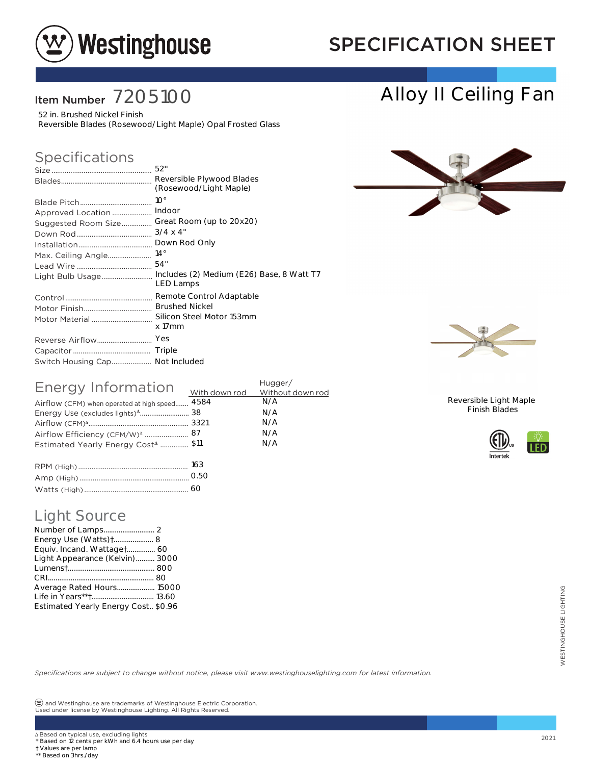# Westinghouse

# SPECIFICATION SHEET

## Item Number 7205100

# Alloy II Ceiling Fan

52 in. Brushed Nickel Finish
Reversible Blades (Rosewood/Light Maple) Opal Frosted Glass

## Specifications

| | |
|---|---|
| Size | 52" |
| Blades | Reversible Plywood Blades (Rosewood/Light Maple) |
| Blade Pitch | 10° |
| Approved Location | Indoor |
| Suggested Room Size | Great Room (up to 20x20) |
| Down Rod | 3/4 x 4" |
| Installation | Down Rod Only |
| Max. Ceiling Angle | 14° |
| Lead Wire | 54" |
| Light Bulb Usage | Includes (2) Medium (E26) Base, 8 Watt T7 LED Lamps |
| Control | Remote Control Adaptable |
| Motor Finish | Brushed Nickel |
| Motor Material | Silicon Steel Motor 153mm x 17mm |
| Reverse Airflow | Yes |
| Capacitor | Triple |
| Switch Housing Cap | Not Included |

## Energy Information

| | With down rod | Hugger/ Without down rod |
|---|---|---|
| Airflow (CFM) when operated at high speed | 4584 | N/A |
| Energy Use (excludes lights)Δ | 38 | N/A |
| Airflow (CFM)Δ | 3321 | N/A |
| Airflow Efficiency (CFM/W)Δ | 87 | N/A |
| Estimated Yearly Energy CostΔ | $11 | N/A |

| | |
|---|---|
| RPM (High) | 163 |
| Amp (High) | 0.50 |
| Watts (High) | 60 |

## Light Source

| | |
|---|---|
| Number of Lamps | 2 |
| Energy Use (Watts)† | 8 |
| Equiv. Incand. Wattage† | 60 |
| Light Appearance (Kelvin) | 3000 |
| Lumens† | 800 |
| CRI | 80 |
| Average Rated Hours | 15000 |
| Life in Years**† | 13.60 |
| Estimated Yearly Energy Cost | $0.96 |

Reversible Light Maple Finish Blades

Intertek

LED

*Specifications are subject to change without notice, please visit www.westinghouselighting.com for latest information.*

Ⓦ and Westinghouse are trademarks of Westinghouse Electric Corporation.
Used under license by Westinghouse Lighting. All Rights Reserved.

Δ Based on typical use, excluding lights
\* Based on 12 cents per kWh and 6.4 hours use per day
† Values are per lamp
** Based on 3hrs./day

2021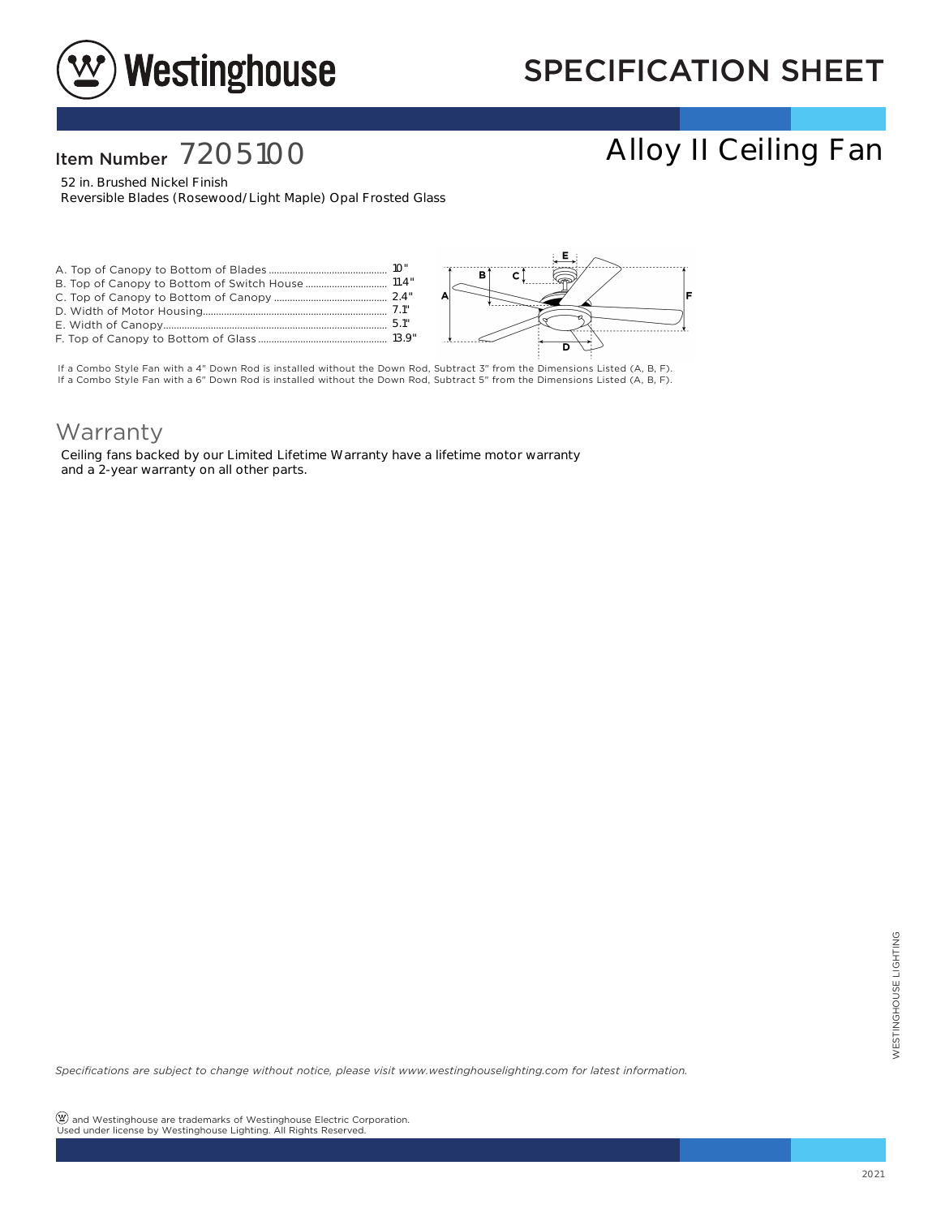# SPECIFICATION SHEET

## Item Number 7205100

## Alloy II Ceiling Fan

52 in. Brushed Nickel Finish
Reversible Blades (Rosewood/Light Maple) Opal Frosted Glass

A. Top of Canopy to Bottom of Blades .......... 10"
B. Top of Canopy to Bottom of Switch House .......... 11.4"
C. Top of Canopy to Bottom of Canopy .......... 2.4"
D. Width of Motor Housing .......... 7.1"
E. Width of Canopy .......... 5.1"
F. Top of Canopy to Bottom of Glass .......... 13.9"

E
B
C
A
F
D

If a Combo Style Fan with a 4" Down Rod is installed without the Down Rod, Subtract 3" from the Dimensions Listed (A, B, F).
If a Combo Style Fan with a 6" Down Rod is installed without the Down Rod, Subtract 5" from the Dimensions Listed (A, B, F).

## Warranty

Ceiling fans backed by our Limited Lifetime Warranty have a lifetime motor warranty and a 2-year warranty on all other parts.

*Specifications are subject to change without notice, please visit www.westinghouselighting.com for latest information.*

Ⓦ and Westinghouse are trademarks of Westinghouse Electric Corporation.
Used under license by Westinghouse Lighting. All Rights Reserved.